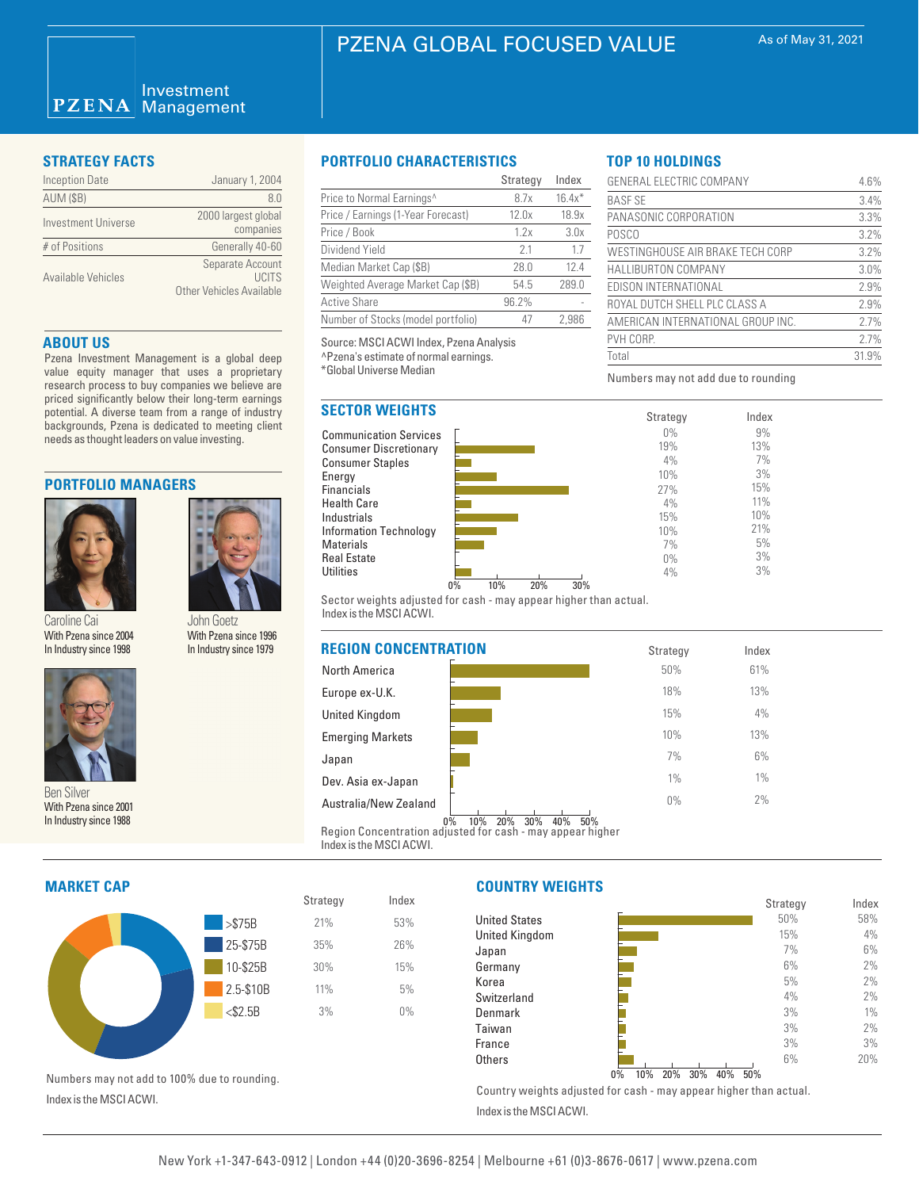# PZENA GLOBAL FOCUSED VALUE

As of May 31, 2021

PZENA Investment Management

## STRATEGY FACTS

| | |
|---|---|
| Inception Date | January 1, 2004 |
| AUM ($B) | 8.0 |
| Investment Universe | 2000 largest global companies |
| # of Positions | Generally 40-60 |
| Available Vehicles | Separate Account<br>UCITS<br>Other Vehicles Available |

## ABOUT US

Pzena Investment Management is a global deep value equity manager that uses a proprietary research process to buy companies we believe are priced significantly below their long-term earnings potential. A diverse team from a range of industry backgrounds, Pzena is dedicated to meeting client needs as thought leaders on value investing.

## PORTFOLIO MANAGERS

Caroline Cai
With Pzena since 2004
In Industry since 1998

John Goetz
With Pzena since 1996
In Industry since 1979

Ben Silver
With Pzena since 2001
In Industry since 1988

## PORTFOLIO CHARACTERISTICS

| | Strategy | Index |
|---|---|---|
| Price to Normal Earnings^ | 8.7x | 16.4x* |
| Price / Earnings (1-Year Forecast) | 12.0x | 18.9x |
| Price / Book | 1.2x | 3.0x |
| Dividend Yield | 2.1 | 1.7 |
| Median Market Cap ($B) | 28.0 | 12.4 |
| Weighted Average Market Cap ($B) | 54.5 | 289.0 |
| Active Share | 96.2% | - |
| Number of Stocks (model portfolio) | 47 | 2,986 |

Source: MSCI ACWI Index, Pzena Analysis
^Pzena's estimate of normal earnings.
*Global Universe Median

## TOP 10 HOLDINGS

| | |
|---|---|
| GENERAL ELECTRIC COMPANY | 4.6% |
| BASF SE | 3.4% |
| PANASONIC CORPORATION | 3.3% |
| POSCO | 3.2% |
| WESTINGHOUSE AIR BRAKE TECH CORP | 3.2% |
| HALLIBURTON COMPANY | 3.0% |
| EDISON INTERNATIONAL | 2.9% |
| ROYAL DUTCH SHELL PLC CLASS A | 2.9% |
| AMERICAN INTERNATIONAL GROUP INC. | 2.7% |
| PVH CORP. | 2.7% |
| Total | 31.9% |

Numbers may not add due to rounding

## SECTOR WEIGHTS

| | Strategy | Index |
|---|---|---|
| Communication Services | 0% | 9% |
| Consumer Discretionary | 19% | 13% |
| Consumer Staples | 4% | 7% |
| Energy | 10% | 3% |
| Financials | 27% | 15% |
| Health Care | 4% | 11% |
| Industrials | 15% | 10% |
| Information Technology | 10% | 21% |
| Materials | 7% | 5% |
| Real Estate | 0% | 3% |
| Utilities | 4% | 3% |

Sector weights adjusted for cash - may appear higher than actual.
Index is the MSCI ACWI.

## REGION CONCENTRATION

| | Strategy | Index |
|---|---|---|
| North America | 50% | 61% |
| Europe ex-U.K. | 18% | 13% |
| United Kingdom | 15% | 4% |
| Emerging Markets | 10% | 13% |
| Japan | 7% | 6% |
| Dev. Asia ex-Japan | 1% | 1% |
| Australia/New Zealand | 0% | 2% |

Region Concentration adjusted for cash - may appear higher
Index is the MSCI ACWI.

## MARKET CAP

| | Strategy | Index |
|---|---|---|
| >$75B | 21% | 53% |
| 25-$75B | 35% | 26% |
| 10-$25B | 30% | 15% |
| 2.5-$10B | 11% | 5% |
| <$2.5B | 3% | 0% |

Numbers may not add to 100% due to rounding.
Index is the MSCI ACWI.

## COUNTRY WEIGHTS

| | Strategy | Index |
|---|---|---|
| United States | 50% | 58% |
| United Kingdom | 15% | 4% |
| Japan | 7% | 6% |
| Germany | 6% | 2% |
| Korea | 5% | 2% |
| Switzerland | 4% | 2% |
| Denmark | 3% | 1% |
| Taiwan | 3% | 2% |
| France | 3% | 3% |
| Others | 6% | 20% |

Country weights adjusted for cash - may appear higher than actual.
Index is the MSCI ACWI.

New York +1-347-643-0912 | London +44 (0)20-3696-8254 | Melbourne +61 (0)3-8676-0617 | www.pzena.com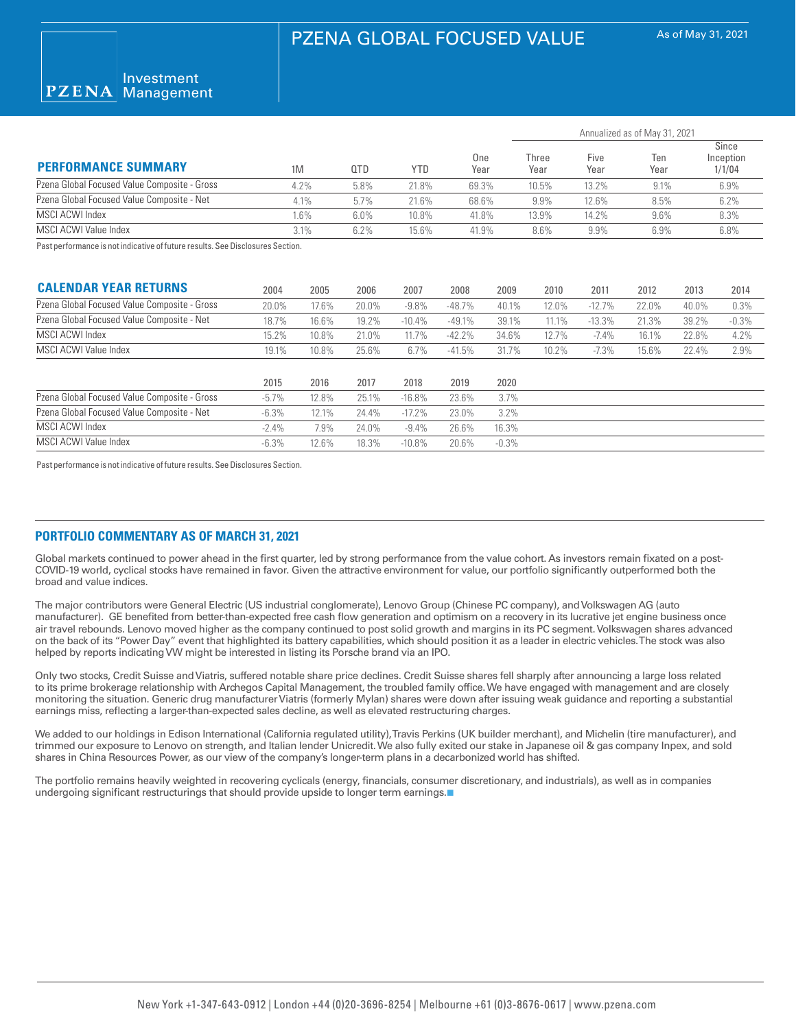# PZENA GLOBAL FOCUSED VALUE

As of May 31, 2021

## PERFORMANCE SUMMARY

| | 1M | QTD | YTD | One Year | Annualized as of May 31, 2021 Three Year | Five Year | Ten Year | Since Inception 1/1/04 |
|---|---|---|---|---|---|---|---|---|
| Pzena Global Focused Value Composite - Gross | 4.2% | 5.8% | 21.8% | 69.3% | 10.5% | 13.2% | 9.1% | 6.9% |
| Pzena Global Focused Value Composite - Net | 4.1% | 5.7% | 21.6% | 68.6% | 9.9% | 12.6% | 8.5% | 6.2% |
| MSCI ACWI Index | 1.6% | 6.0% | 10.8% | 41.8% | 13.9% | 14.2% | 9.6% | 8.3% |
| MSCI ACWI Value Index | 3.1% | 6.2% | 15.6% | 41.9% | 8.6% | 9.9% | 6.9% | 6.8% |

Past performance is not indicative of future results. See Disclosures Section.

## CALENDAR YEAR RETURNS

| | 2004 | 2005 | 2006 | 2007 | 2008 | 2009 | 2010 | 2011 | 2012 | 2013 | 2014 |
|---|---|---|---|---|---|---|---|---|---|---|---|
| Pzena Global Focused Value Composite - Gross | 20.0% | 17.6% | 20.0% | -9.8% | -48.7% | 40.1% | 12.0% | -12.7% | 22.0% | 40.0% | 0.3% |
| Pzena Global Focused Value Composite - Net | 18.7% | 16.6% | 19.2% | -10.4% | -49.1% | 39.1% | 11.1% | -13.3% | 21.3% | 39.2% | -0.3% |
| MSCI ACWI Index | 15.2% | 10.8% | 21.0% | 11.7% | -42.2% | 34.6% | 12.7% | -7.4% | 16.1% | 22.8% | 4.2% |
| MSCI ACWI Value Index | 19.1% | 10.8% | 25.6% | 6.7% | -41.5% | 31.7% | 10.2% | -7.3% | 15.6% | 22.4% | 2.9% |

| | 2015 | 2016 | 2017 | 2018 | 2019 | 2020 |
|---|---|---|---|---|---|---|
| Pzena Global Focused Value Composite - Gross | -5.7% | 12.8% | 25.1% | -16.8% | 23.6% | 3.7% |
| Pzena Global Focused Value Composite - Net | -6.3% | 12.1% | 24.4% | -17.2% | 23.0% | 3.2% |
| MSCI ACWI Index | -2.4% | 7.9% | 24.0% | -9.4% | 26.6% | 16.3% |
| MSCI ACWI Value Index | -6.3% | 12.6% | 18.3% | -10.8% | 20.6% | -0.3% |

Past performance is not indicative of future results. See Disclosures Section.

## PORTFOLIO COMMENTARY AS OF MARCH 31, 2021

Global markets continued to power ahead in the first quarter, led by strong performance from the value cohort. As investors remain fixated on a post-COVID-19 world, cyclical stocks have remained in favor. Given the attractive environment for value, our portfolio significantly outperformed both the broad and value indices.

The major contributors were General Electric (US industrial conglomerate), Lenovo Group (Chinese PC company), and Volkswagen AG (auto manufacturer). GE benefited from better-than-expected free cash flow generation and optimism on a recovery in its lucrative jet engine business once air travel rebounds. Lenovo moved higher as the company continued to post solid growth and margins in its PC segment. Volkswagen shares advanced on the back of its "Power Day" event that highlighted its battery capabilities, which should position it as a leader in electric vehicles. The stock was also helped by reports indicating VW might be interested in listing its Porsche brand via an IPO.

Only two stocks, Credit Suisse and Viatris, suffered notable share price declines. Credit Suisse shares fell sharply after announcing a large loss related to its prime brokerage relationship with Archegos Capital Management, the troubled family office. We have engaged with management and are closely monitoring the situation. Generic drug manufacturer Viatris (formerly Mylan) shares were down after issuing weak guidance and reporting a substantial earnings miss, reflecting a larger-than-expected sales decline, as well as elevated restructuring charges.

We added to our holdings in Edison International (California regulated utility), Travis Perkins (UK builder merchant), and Michelin (tire manufacturer), and trimmed our exposure to Lenovo on strength, and Italian lender Unicredit. We also fully exited our stake in Japanese oil & gas company Inpex, and sold shares in China Resources Power, as our view of the company's longer-term plans in a decarbonized world has shifted.

The portfolio remains heavily weighted in recovering cyclicals (energy, financials, consumer discretionary, and industrials), as well as in companies undergoing significant restructurings that should provide upside to longer term earnings.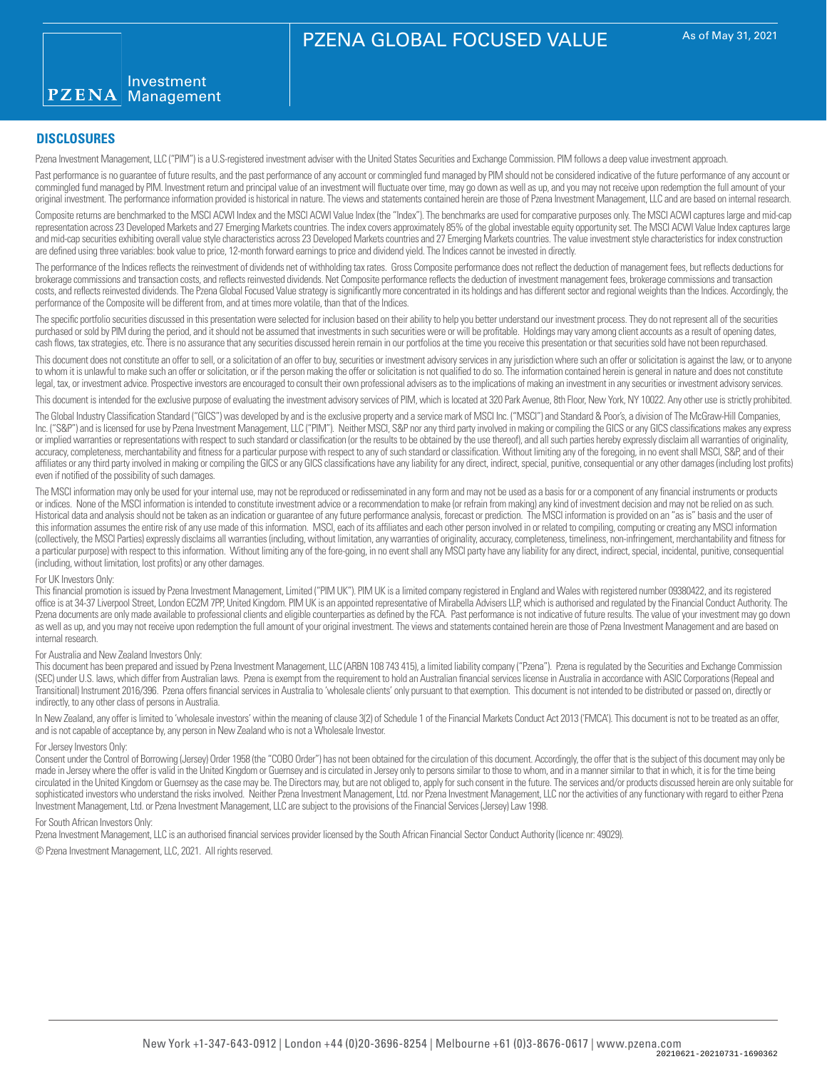## DISCLOSURES

Pzena Investment Management, LLC ("PIM") is a U.S-registered investment adviser with the United States Securities and Exchange Commission. PIM follows a deep value investment approach.

Past performance is no guarantee of future results, and the past performance of any account or commingled fund managed by PIM should not be considered indicative of the future performance of any account or commingled fund managed by PIM. Investment return and principal value of an investment will fluctuate over time, may go down as well as up, and you may not receive upon redemption the full amount of your original investment. The performance information provided is historical in nature. The views and statements contained herein are those of Pzena Investment Management, LLC and are based on internal research.

Composite returns are benchmarked to the MSCI ACWI Index and the MSCI ACWI Value Index (the "Index"). The benchmarks are used for comparative purposes only. The MSCI ACWI captures large and mid-cap representation across 23 Developed Markets and 27 Emerging Markets countries. The index covers approximately 85% of the global investable equity opportunity set. The MSCI ACWI Value Index captures large and mid-cap securities exhibiting overall value style characteristics across 23 Developed Markets countries and 27 Emerging Markets countries. The value investment style characteristics for index construction are defined using three variables: book value to price, 12-month forward earnings to price and dividend yield. The Indices cannot be invested in directly.

The performance of the Indices reflects the reinvestment of dividends net of withholding tax rates. Gross Composite performance does not reflect the deduction of management fees, but reflects deductions for brokerage commissions and transaction costs, and reflects reinvested dividends. Net Composite performance reflects the deduction of investment management fees, brokerage commissions and transaction costs, and reflects reinvested dividends. The Pzena Global Focused Value strategy is significantly more concentrated in its holdings and has different sector and regional weights than the Indices. Accordingly, the performance of the Composite will be different from, and at times more volatile, than that of the Indices.

The specific portfolio securities discussed in this presentation were selected for inclusion based on their ability to help you better understand our investment process. They do not represent all of the securities purchased or sold by PIM during the period, and it should not be assumed that investments in such securities were or will be profitable. Holdings may vary among client accounts as a result of opening dates, cash flows, tax strategies, etc. There is no assurance that any securities discussed herein remain in our portfolios at the time you receive this presentation or that securities sold have not been repurchased.

This document does not constitute an offer to sell, or a solicitation of an offer to buy, securities or investment advisory services in any jurisdiction where such an offer or solicitation is against the law, or to anyone to whom it is unlawful to make such an offer or solicitation, or if the person making the offer or solicitation is not qualified to do so. The information contained herein is general in nature and does not constitute legal, tax, or investment advice. Prospective investors are encouraged to consult their own professional advisers as to the implications of making an investment in any securities or investment advisory services.

This document is intended for the exclusive purpose of evaluating the investment advisory services of PIM, which is located at 320 Park Avenue, 8th Floor, New York, NY 10022. Any other use is strictly prohibited.

The Global Industry Classification Standard ("GICS") was developed by and is the exclusive property and a service mark of MSCI Inc. ("MSCI") and Standard & Poor's, a division of The McGraw-Hill Companies, Inc. ("S&P") and is licensed for use by Pzena Investment Management, LLC ("PIM"). Neither MSCI, S&P nor any third party involved in making or compiling the GICS or any GICS classifications makes any express or implied warranties or representations with respect to such standard or classification (or the results to be obtained by the use thereof), and all such parties hereby expressly disclaim all warranties of originality, accuracy, completeness, merchantability and fitness for a particular purpose with respect to any of such standard or classification. Without limiting any of the foregoing, in no event shall MSCI, S&P, and of their affiliates or any third party involved in making or compiling the GICS or any GICS classifications have any liability for any direct, indirect, special, punitive, consequential or any other damages (including lost profits) even if notified of the possibility of such damages.

The MSCI information may only be used for your internal use, may not be reproduced or redisseminated in any form and may not be used as a basis for or a component of any financial instruments or products or indices. None of the MSCI information is intended to constitute investment advice or a recommendation to make (or refrain from making) any kind of investment decision and may not be relied on as such. Historical data and analysis should not be taken as an indication or guarantee of any future performance analysis, forecast or prediction. The MSCI information is provided on an "as is" basis and the user of this information assumes the entire risk of any use made of this information. MSCI, each of its affiliates and each other person involved in or related to compiling, computing or creating any MSCI information (collectively, the MSCI Parties) expressly disclaims all warranties (including, without limitation, any warranties of originality, accuracy, completeness, timeliness, non-infringement, merchantability and fitness for a particular purpose) with respect to this information. Without limiting any of the fore-going, in no event shall any MSCI party have any liability for any direct, indirect, special, incidental, punitive, consequential (including, without limitation, lost profits) or any other damages.

For UK Investors Only:
This financial promotion is issued by Pzena Investment Management, Limited ("PIM UK"). PIM UK is a limited company registered in England and Wales with registered number 09380422, and its registered office is at 34-37 Liverpool Street, London EC2M 7PP, United Kingdom. PIM UK is an appointed representative of Mirabella Advisers LLP, which is authorised and regulated by the Financial Conduct Authority. The Pzena documents are only made available to professional clients and eligible counterparties as defined by the FCA. Past performance is not indicative of future results. The value of your investment may go down as well as up, and you may not receive upon redemption the full amount of your original investment. The views and statements contained herein are those of Pzena Investment Management and are based on internal research.

For Australia and New Zealand Investors Only:
This document has been prepared and issued by Pzena Investment Management, LLC (ARBN 108 743 415), a limited liability company ("Pzena"). Pzena is regulated by the Securities and Exchange Commission (SEC) under U.S. laws, which differ from Australian laws. Pzena is exempt from the requirement to hold an Australian financial services license in Australia in accordance with ASIC Corporations (Repeal and Transitional) Instrument 2016/396. Pzena offers financial services in Australia to 'wholesale clients' only pursuant to that exemption. This document is not intended to be distributed or passed on, directly or indirectly, to any other class of persons in Australia.

In New Zealand, any offer is limited to 'wholesale investors' within the meaning of clause 3(2) of Schedule 1 of the Financial Markets Conduct Act 2013 ('FMCA'). This document is not to be treated as an offer, and is not capable of acceptance by, any person in New Zealand who is not a Wholesale Investor.

For Jersey Investors Only:
Consent under the Control of Borrowing (Jersey) Order 1958 (the "COBO Order") has not been obtained for the circulation of this document. Accordingly, the offer that is the subject of this document may only be made in Jersey where the offer is valid in the United Kingdom or Guernsey and is circulated in Jersey only to persons similar to those to whom, and in a manner similar to that in which, it is for the time being circulated in the United Kingdom or Guernsey as the case may be. The Directors may, but are not obliged to, apply for such consent in the future. The services and/or products discussed herein are only suitable for sophisticated investors who understand the risks involved. Neither Pzena Investment Management, Ltd. nor Pzena Investment Management, LLC nor the activities of any functionary with regard to either Pzena Investment Management, Ltd. or Pzena Investment Management, LLC are subject to the provisions of the Financial Services (Jersey) Law 1998.

For South African Investors Only:
Pzena Investment Management, LLC is an authorised financial services provider licensed by the South African Financial Sector Conduct Authority (licence nr: 49029).

© Pzena Investment Management, LLC, 2021. All rights reserved.